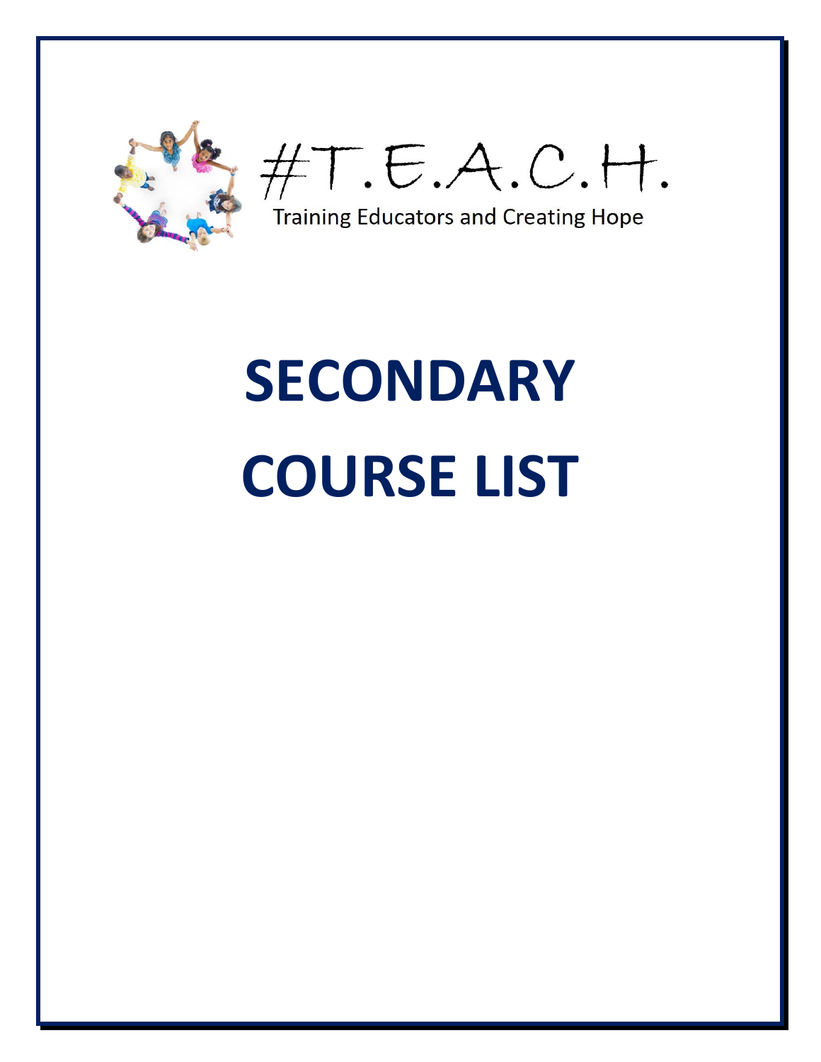#T.E.A.C.H.

Training Educators and Creating Hope

# SECONDARY COURSE LIST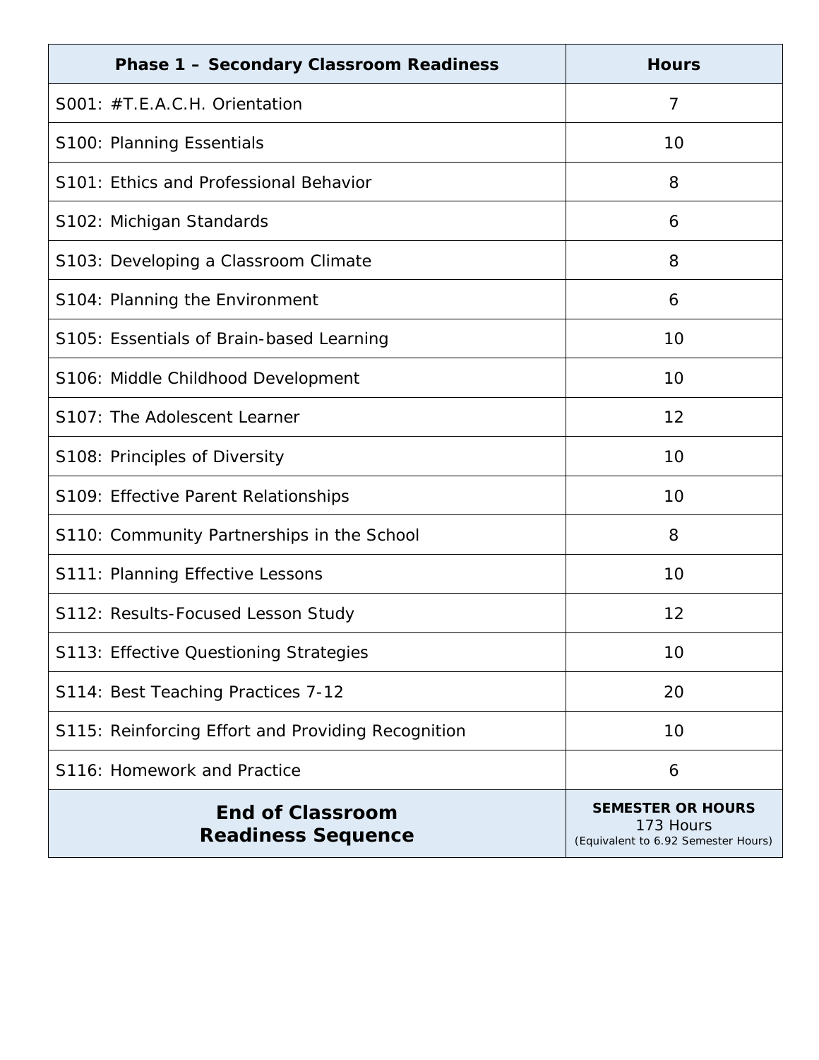| Phase 1 – Secondary Classroom Readiness | Hours |
|---|---|
| S001: #T.E.A.C.H. Orientation | 7 |
| S100: Planning Essentials | 10 |
| S101: Ethics and Professional Behavior | 8 |
| S102: Michigan Standards | 6 |
| S103: Developing a Classroom Climate | 8 |
| S104: Planning the Environment | 6 |
| S105: Essentials of Brain-based Learning | 10 |
| S106: Middle Childhood Development | 10 |
| S107: The Adolescent Learner | 12 |
| S108: Principles of Diversity | 10 |
| S109: Effective Parent Relationships | 10 |
| S110: Community Partnerships in the School | 8 |
| S111: Planning Effective Lessons | 10 |
| S112: Results-Focused Lesson Study | 12 |
| S113: Effective Questioning Strategies | 10 |
| S114: Best Teaching Practices 7-12 | 20 |
| S115: Reinforcing Effort and Providing Recognition | 10 |
| S116: Homework and Practice | 6 |
| **End of Classroom Readiness Sequence** | **SEMESTER OR HOURS** 173 Hours (Equivalent to 6.92 Semester Hours) |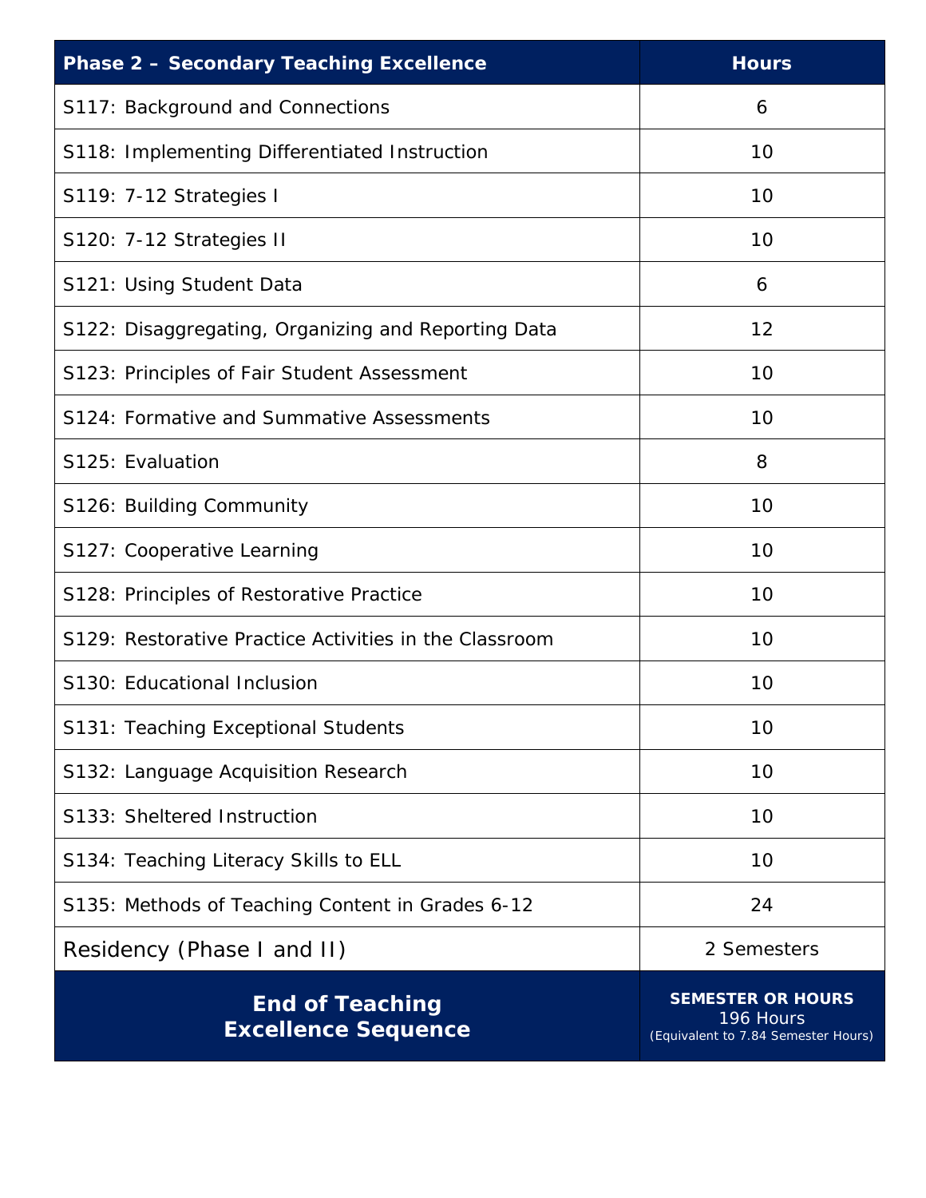| Phase 2 – Secondary Teaching Excellence | Hours |
|---|---|
| S117: Background and Connections | 6 |
| S118: Implementing Differentiated Instruction | 10 |
| S119: 7-12 Strategies I | 10 |
| S120: 7-12 Strategies II | 10 |
| S121: Using Student Data | 6 |
| S122: Disaggregating, Organizing and Reporting Data | 12 |
| S123: Principles of Fair Student Assessment | 10 |
| S124: Formative and Summative Assessments | 10 |
| S125: Evaluation | 8 |
| S126: Building Community | 10 |
| S127: Cooperative Learning | 10 |
| S128: Principles of Restorative Practice | 10 |
| S129: Restorative Practice Activities in the Classroom | 10 |
| S130: Educational Inclusion | 10 |
| S131: Teaching Exceptional Students | 10 |
| S132: Language Acquisition Research | 10 |
| S133: Sheltered Instruction | 10 |
| S134: Teaching Literacy Skills to ELL | 10 |
| S135: Methods of Teaching Content in Grades 6-12 | 24 |
| Residency (Phase I and II) | 2 Semesters |
| **End of Teaching Excellence Sequence** | **SEMESTER OR HOURS** 196 Hours (Equivalent to 7.84 Semester Hours) |